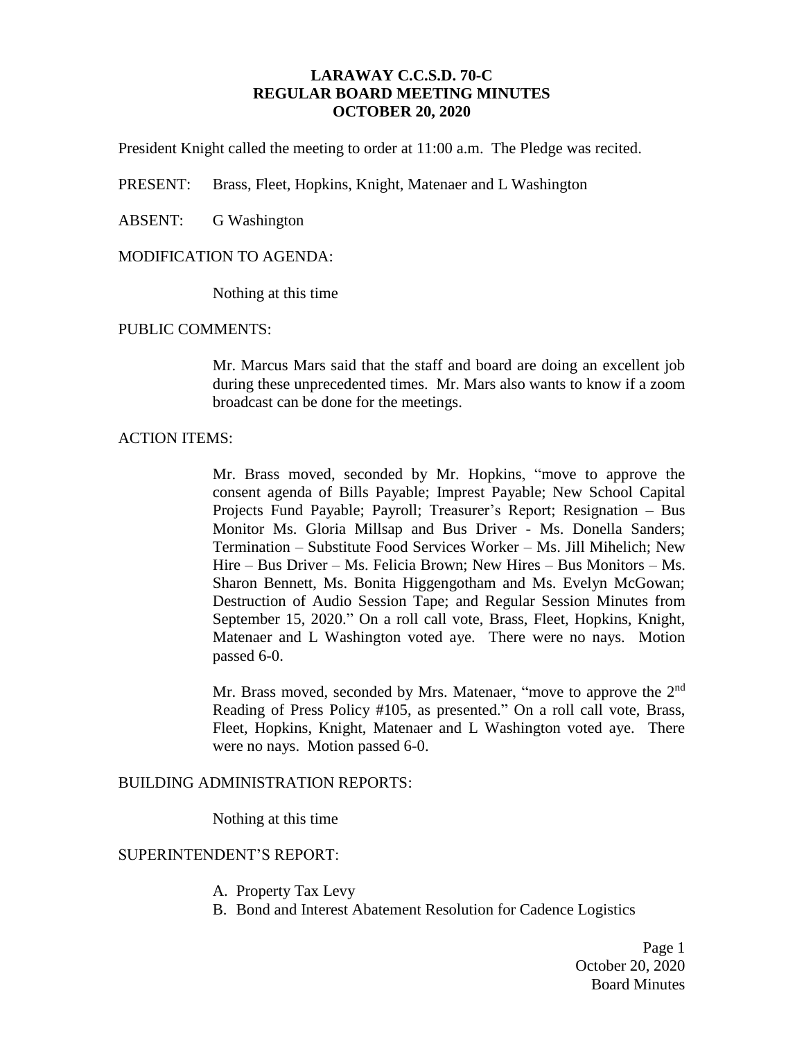# LARAWAY C.C.S.D. 70-C
## REGULAR BOARD MEETING MINUTES
### OCTOBER 20, 2020

President Knight called the meeting to order at 11:00 a.m. The Pledge was recited.

PRESENT: Brass, Fleet, Hopkins, Knight, Matenaer and L Washington

ABSENT: G Washington

MODIFICATION TO AGENDA:

Nothing at this time

PUBLIC COMMENTS:

Mr. Marcus Mars said that the staff and board are doing an excellent job during these unprecedented times. Mr. Mars also wants to know if a zoom broadcast can be done for the meetings.

ACTION ITEMS:

Mr. Brass moved, seconded by Mr. Hopkins, "move to approve the consent agenda of Bills Payable; Imprest Payable; New School Capital Projects Fund Payable; Payroll; Treasurer's Report; Resignation – Bus Monitor Ms. Gloria Millsap and Bus Driver - Ms. Donella Sanders; Termination – Substitute Food Services Worker – Ms. Jill Mihelich; New Hire – Bus Driver – Ms. Felicia Brown; New Hires – Bus Monitors – Ms. Sharon Bennett, Ms. Bonita Higgengotham and Ms. Evelyn McGowan; Destruction of Audio Session Tape; and Regular Session Minutes from September 15, 2020." On a roll call vote, Brass, Fleet, Hopkins, Knight, Matenaer and L Washington voted aye. There were no nays. Motion passed 6-0.

Mr. Brass moved, seconded by Mrs. Matenaer, "move to approve the 2nd Reading of Press Policy #105, as presented." On a roll call vote, Brass, Fleet, Hopkins, Knight, Matenaer and L Washington voted aye. There were no nays. Motion passed 6-0.

BUILDING ADMINISTRATION REPORTS:

Nothing at this time

SUPERINTENDENT'S REPORT:

A. Property Tax Levy
B. Bond and Interest Abatement Resolution for Cadence Logistics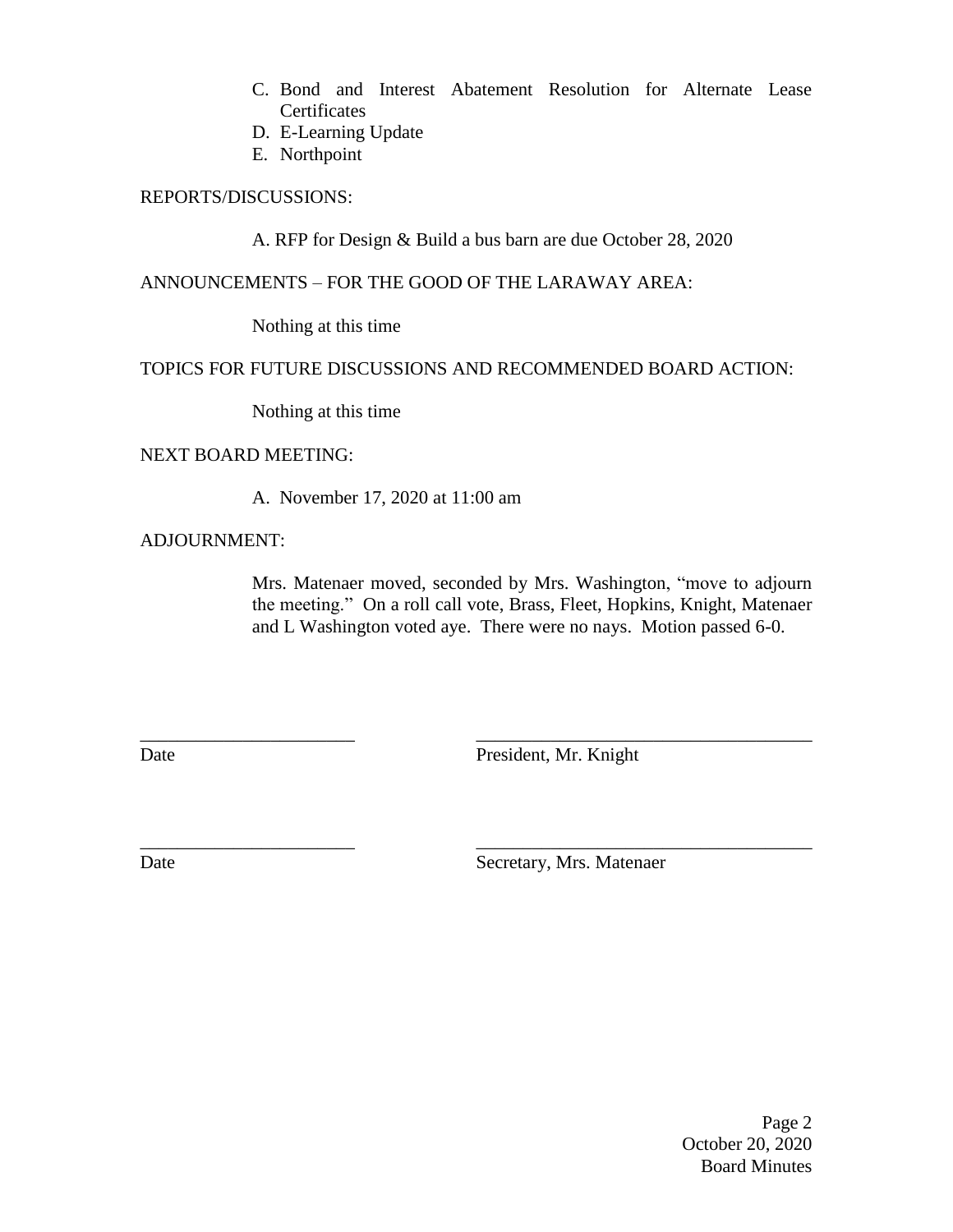C. Bond and Interest Abatement Resolution for Alternate Lease Certificates
D. E-Learning Update
E. Northpoint

REPORTS/DISCUSSIONS:

A. RFP for Design & Build a bus barn are due October 28, 2020

ANNOUNCEMENTS – FOR THE GOOD OF THE LARAWAY AREA:

Nothing at this time

TOPICS FOR FUTURE DISCUSSIONS AND RECOMMENDED BOARD ACTION:

Nothing at this time

NEXT BOARD MEETING:

A. November 17, 2020 at 11:00 am

ADJOURNMENT:

Mrs. Matenaer moved, seconded by Mrs. Washington, "move to adjourn the meeting." On a roll call vote, Brass, Fleet, Hopkins, Knight, Matenaer and L Washington voted aye. There were no nays. Motion passed 6-0.

_______________________ _____________________________________
Date President, Mr. Knight

_______________________ _____________________________________
Date Secretary, Mrs. Matenaer